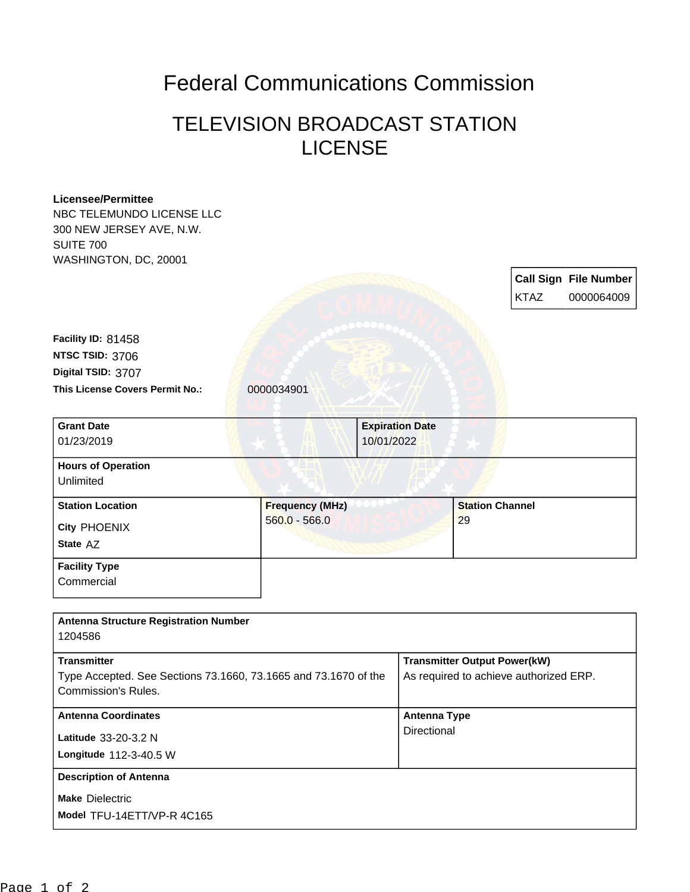# Federal Communications Commission

## TELEVISION BROADCAST STATION LICENSE

**Licensee/Permittee**
NBC TELEMUNDO LICENSE LLC
300 NEW JERSEY AVE, N.W.
SUITE 700
WASHINGTON, DC, 20001

| Call Sign | File Number |
| --- | --- |
| KTAZ | 0000064009 |

**Facility ID:** 81458
**NTSC TSID:** 3706
**Digital TSID:** 3707
**This License Covers Permit No.:** 0000034901

| Grant Date | Expiration Date |
| --- | --- |
| 01/23/2019 | 10/01/2022 |

**Hours of Operation**
Unlimited

| Station Location | Frequency (MHz) | Station Channel |
| --- | --- | --- |
| City PHOENIX<br>State AZ | 560.0 - 566.0 | 29 |

**Facility Type**
Commercial

**Antenna Structure Registration Number**
1204586

| Transmitter | Transmitter Output Power(kW) |
| --- | --- |
| Type Accepted. See Sections 73.1660, 73.1665 and 73.1670 of the Commission's Rules. | As required to achieve authorized ERP. |

| Antenna Coordinates | Antenna Type |
| --- | --- |
| Latitude 33-20-3.2 N<br>Longitude 112-3-40.5 W | Directional |

**Description of Antenna**
Make Dielectric
Model TFU-14ETT/VP-R 4C165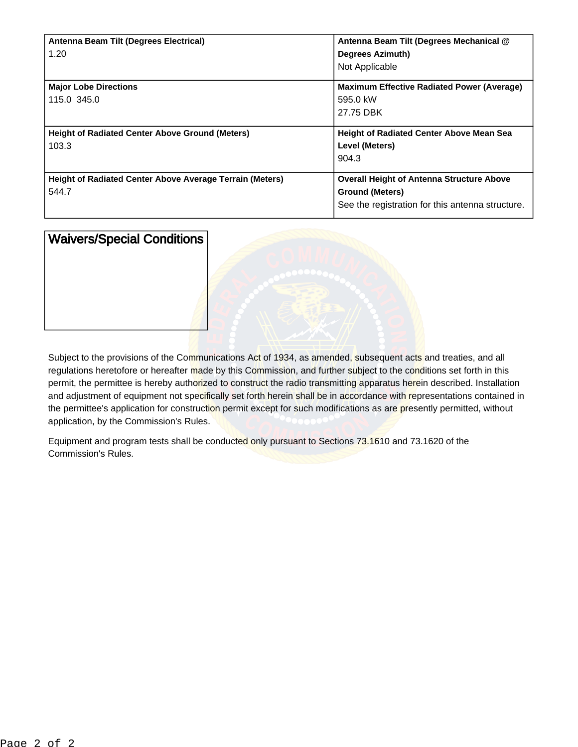| | |
| --- | --- |
| **Antenna Beam Tilt (Degrees Electrical)**<br>1.20 | **Antenna Beam Tilt (Degrees Mechanical @ Degrees Azimuth)**<br>Not Applicable |
| **Major Lobe Directions**<br>115.0 345.0 | **Maximum Effective Radiated Power (Average)**<br>595.0 kW<br>27.75 DBK |
| **Height of Radiated Center Above Ground (Meters)**<br>103.3 | **Height of Radiated Center Above Mean Sea Level (Meters)**<br>904.3 |
| **Height of Radiated Center Above Average Terrain (Meters)**<br>544.7 | **Overall Height of Antenna Structure Above Ground (Meters)**<br>See the registration for this antenna structure. |

## Waivers/Special Conditions

Subject to the provisions of the Communications Act of 1934, as amended, subsequent acts and treaties, and all regulations heretofore or hereafter made by this Commission, and further subject to the conditions set forth in this permit, the permittee is hereby authorized to construct the radio transmitting apparatus herein described. Installation and adjustment of equipment not specifically set forth herein shall be in accordance with representations contained in the permittee's application for construction permit except for such modifications as are presently permitted, without application, by the Commission's Rules.

Equipment and program tests shall be conducted only pursuant to Sections 73.1610 and 73.1620 of the Commission's Rules.